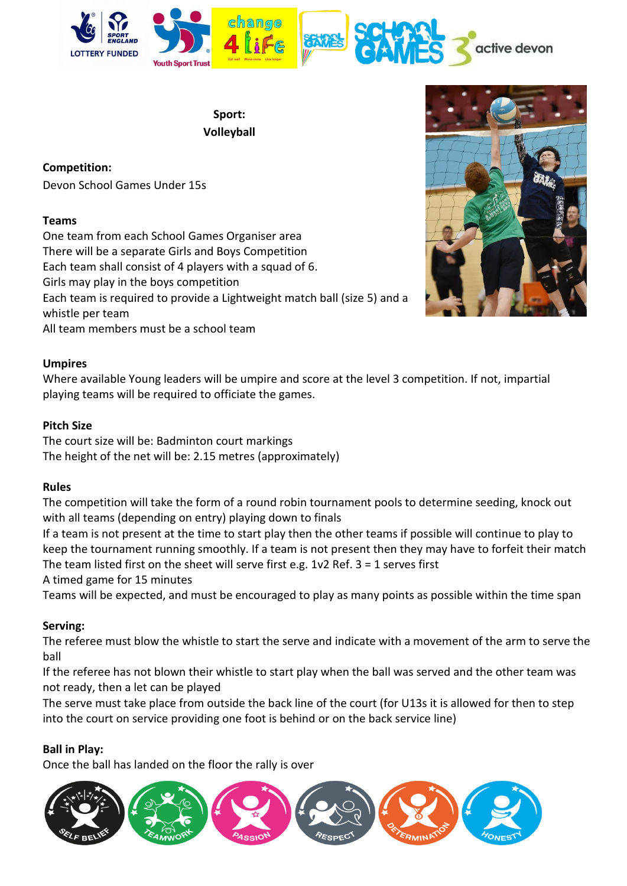**Sport:**
**Volleyball**

**Competition:**
Devon School Games Under 15s

**Teams**
One team from each School Games Organiser area
There will be a separate Girls and Boys Competition
Each team shall consist of 4 players with a squad of 6.
Girls may play in the boys competition
Each team is required to provide a Lightweight match ball (size 5) and a whistle per team
All team members must be a school team

**Umpires**
Where available Young leaders will be umpire and score at the level 3 competition. If not, impartial playing teams will be required to officiate the games.

**Pitch Size**
The court size will be: Badminton court markings
The height of the net will be: 2.15 metres (approximately)

**Rules**
The competition will take the form of a round robin tournament pools to determine seeding, knock out with all teams (depending on entry) playing down to finals
If a team is not present at the time to start play then the other teams if possible will continue to play to keep the tournament running smoothly. If a team is not present then they may have to forfeit their match
The team listed first on the sheet will serve first e.g. 1v2 Ref. 3 = 1 serves first
A timed game for 15 minutes
Teams will be expected, and must be encouraged to play as many points as possible within the time span

**Serving:**
The referee must blow the whistle to start the serve and indicate with a movement of the arm to serve the ball
If the referee has not blown their whistle to start play when the ball was served and the other team was not ready, then a let can be played
The serve must take place from outside the back line of the court (for U13s it is allowed for then to step into the court on service providing one foot is behind or on the back service line)

**Ball in Play:**
Once the ball has landed on the floor the rally is over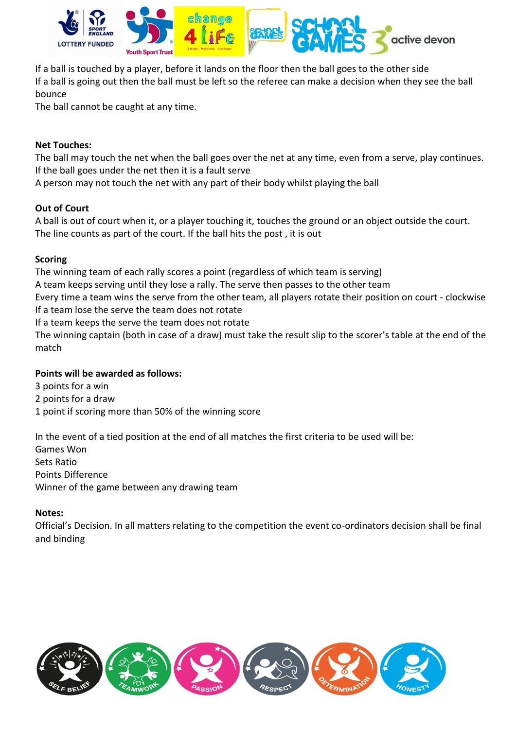If a ball is touched by a player, before it lands on the floor then the ball goes to the other side
If a ball is going out then the ball must be left so the referee can make a decision when they see the ball bounce
The ball cannot be caught at any time.

**Net Touches:**
The ball may touch the net when the ball goes over the net at any time, even from a serve, play continues.
If the ball goes under the net then it is a fault serve
A person may not touch the net with any part of their body whilst playing the ball

**Out of Court**
A ball is out of court when it, or a player touching it, touches the ground or an object outside the court.
The line counts as part of the court. If the ball hits the post , it is out

**Scoring**
The winning team of each rally scores a point (regardless of which team is serving)
A team keeps serving until they lose a rally. The serve then passes to the other team
Every time a team wins the serve from the other team, all players rotate their position on court - clockwise
If a team lose the serve the team does not rotate
If a team keeps the serve the team does not rotate
The winning captain (both in case of a draw) must take the result slip to the scorer's table at the end of the match

**Points will be awarded as follows:**
3 points for a win
2 points for a draw
1 point if scoring more than 50% of the winning score

In the event of a tied position at the end of all matches the first criteria to be used will be:
Games Won
Sets Ratio
Points Difference
Winner of the game between any drawing team

**Notes:**
Official's Decision. In all matters relating to the competition the event co-ordinators decision shall be final and binding